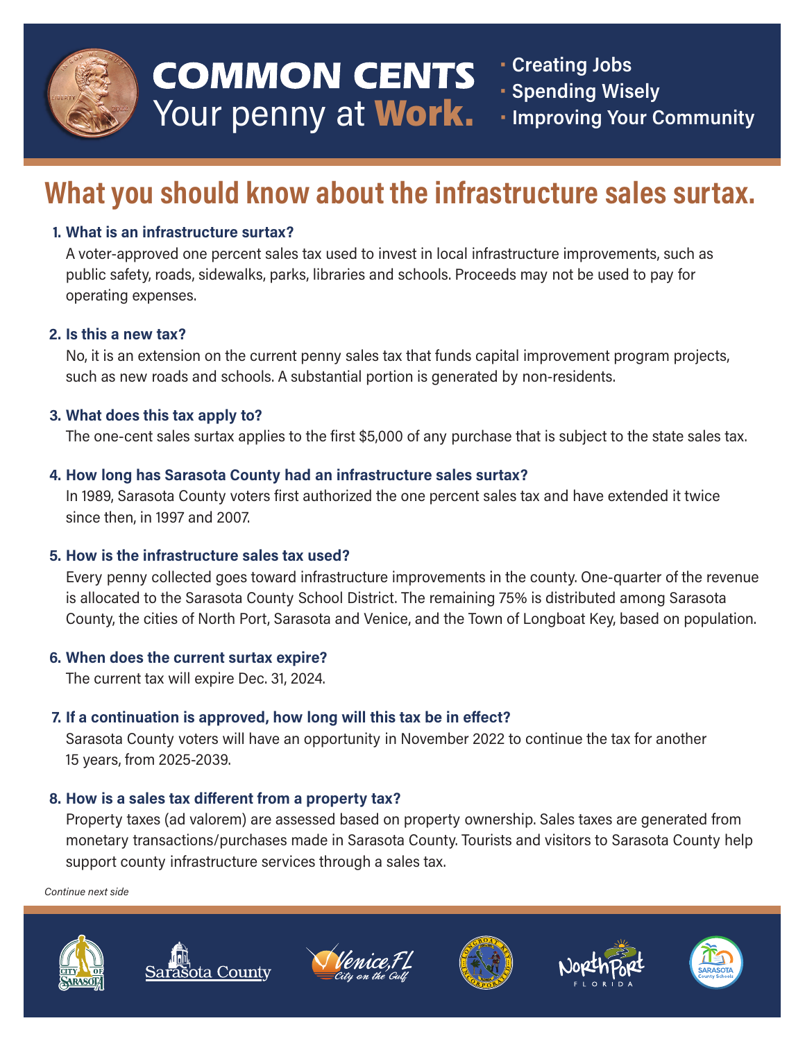# COMMON CENTS

Your penny at **Work.**

- Creating Jobs
- Spending Wisely
- Improving Your Community

## What you should know about the infrastructure sales surtax.

1. **What is an infrastructure surtax?**

   A voter-approved one percent sales tax used to invest in local infrastructure improvements, such as public safety, roads, sidewalks, parks, libraries and schools. Proceeds may not be used to pay for operating expenses.

2. **Is this a new tax?**

   No, it is an extension on the current penny sales tax that funds capital improvement program projects, such as new roads and schools. A substantial portion is generated by non-residents.

3. **What does this tax apply to?**

   The one-cent sales surtax applies to the first $5,000 of any purchase that is subject to the state sales tax.

4. **How long has Sarasota County had an infrastructure sales surtax?**

   In 1989, Sarasota County voters first authorized the one percent sales tax and have extended it twice since then, in 1997 and 2007.

5. **How is the infrastructure sales tax used?**

   Every penny collected goes toward infrastructure improvements in the county. One-quarter of the revenue is allocated to the Sarasota County School District. The remaining 75% is distributed among Sarasota County, the cities of North Port, Sarasota and Venice, and the Town of Longboat Key, based on population.

6. **When does the current surtax expire?**

   The current tax will expire Dec. 31, 2024.

7. **If a continuation is approved, how long will this tax be in effect?**

   Sarasota County voters will have an opportunity in November 2022 to continue the tax for another 15 years, from 2025-2039.

8. **How is a sales tax different from a property tax?**

   Property taxes (ad valorem) are assessed based on property ownership. Sales taxes are generated from monetary transactions/purchases made in Sarasota County. Tourists and visitors to Sarasota County help support county infrastructure services through a sales tax.

*Continue next side*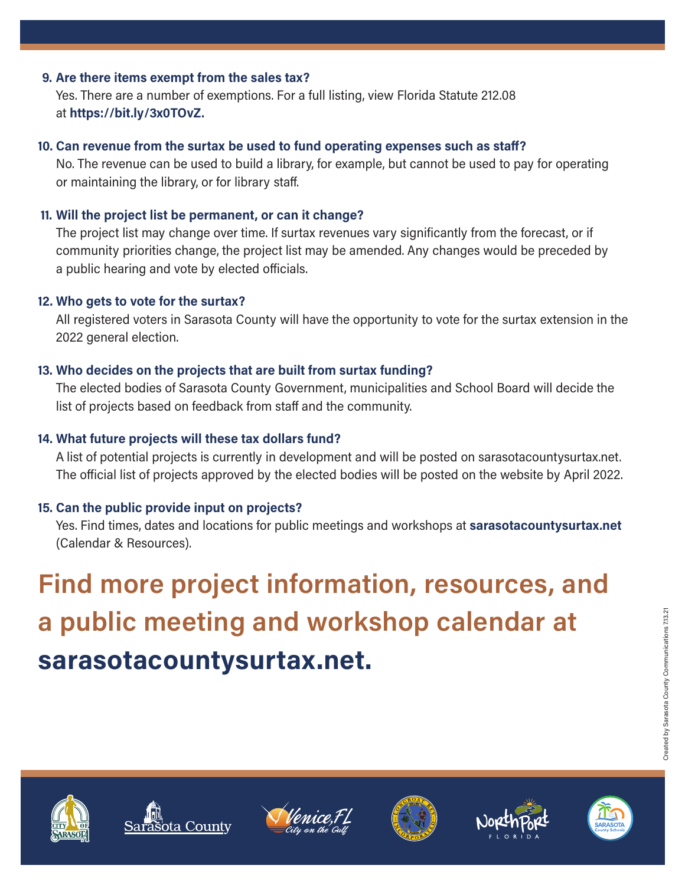9. **Are there items exempt from the sales tax?**
   Yes. There are a number of exemptions. For a full listing, view Florida Statute 212.08 at **https://bit.ly/3x0TOvZ.**

10. **Can revenue from the surtax be used to fund operating expenses such as staff?**
    No. The revenue can be used to build a library, for example, but cannot be used to pay for operating or maintaining the library, or for library staff.

11. **Will the project list be permanent, or can it change?**
    The project list may change over time. If surtax revenues vary significantly from the forecast, or if community priorities change, the project list may be amended. Any changes would be preceded by a public hearing and vote by elected officials.

12. **Who gets to vote for the surtax?**
    All registered voters in Sarasota County will have the opportunity to vote for the surtax extension in the 2022 general election.

13. **Who decides on the projects that are built from surtax funding?**
    The elected bodies of Sarasota County Government, municipalities and School Board will decide the list of projects based on feedback from staff and the community.

14. **What future projects will these tax dollars fund?**
    A list of potential projects is currently in development and will be posted on sarasotacountysurtax.net. The official list of projects approved by the elected bodies will be posted on the website by April 2022.

15. **Can the public provide input on projects?**
    Yes. Find times, dates and locations for public meetings and workshops at **sarasotacountysurtax.net** (Calendar & Resources).

# Find more project information, resources, and a public meeting and workshop calendar at sarasotacountysurtax.net.

Created by Sarasota County Communications 7.13.21